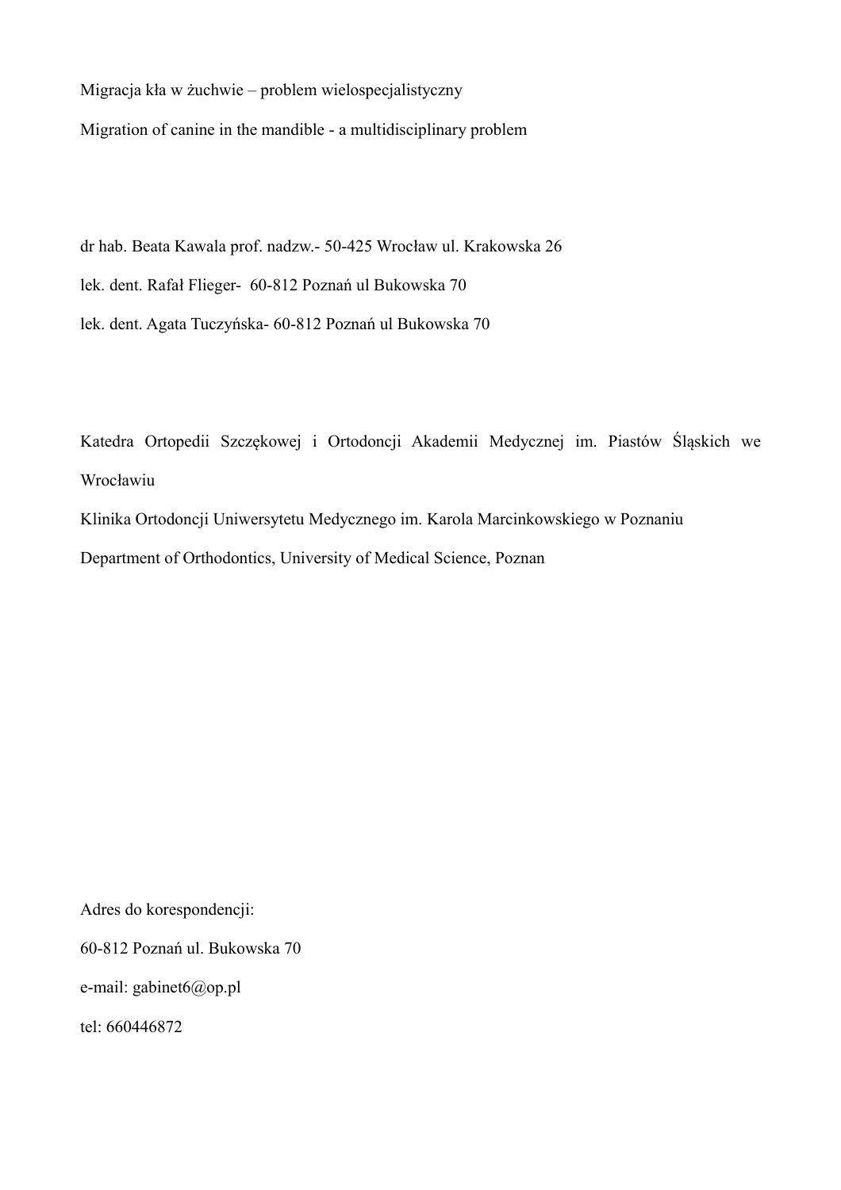# Migracja kła w żuchwie – problem wielospecjalistyczny

# Migration of canine in the mandible - a multidisciplinary problem

dr hab. Beata Kawala prof. nadzw.- 50-425 Wrocław ul. Krakowska 26

lek. dent. Rafał Flieger- 60-812 Poznań ul Bukowska 70

lek. dent. Agata Tuczyńska- 60-812 Poznań ul Bukowska 70

Katedra Ortopedii Szczękowej i Ortodoncji Akademii Medycznej im. Piastów Śląskich we Wrocławiu

Klinika Ortodoncji Uniwersytetu Medycznego im. Karola Marcinkowskiego w Poznaniu

Department of Orthodontics, University of Medical Science, Poznan

Adres do korespondencji:

60-812 Poznań ul. Bukowska 70

e-mail: gabinet6@op.pl

tel: 660446872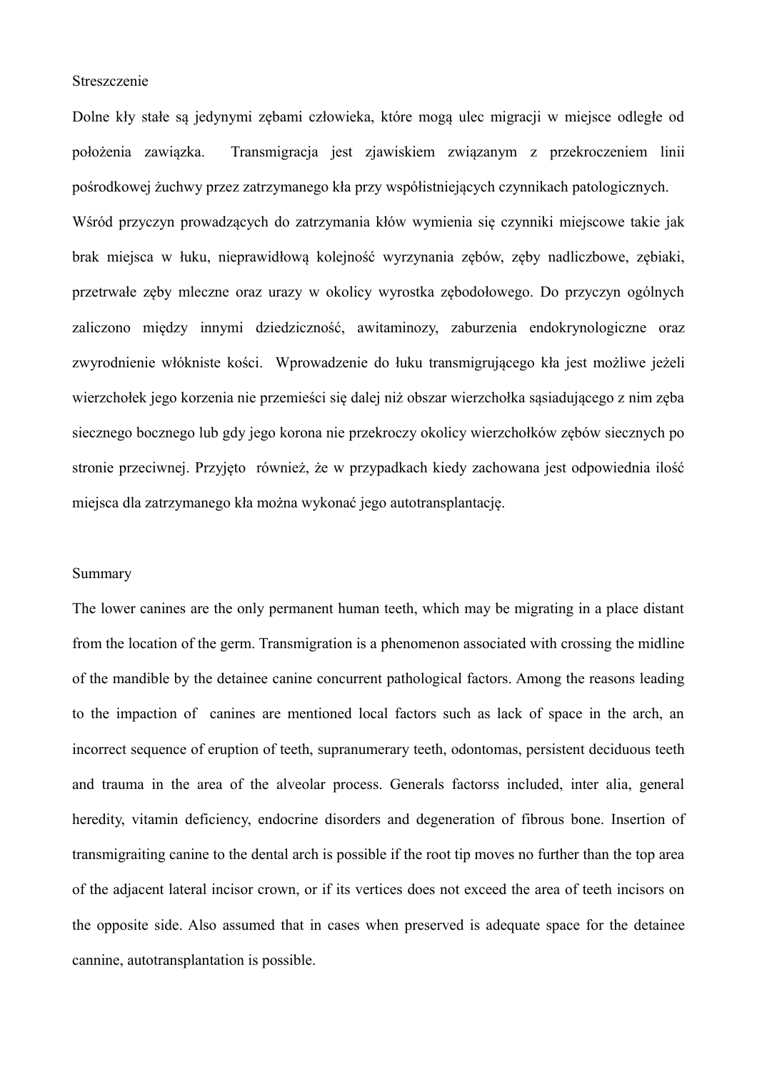Streszczenie

Dolne kły stałe są jedynymi zębami człowieka, które mogą ulec migracji w miejsce odległe od położenia zawiązka. Transmigracja jest zjawiskiem związanym z przekroczeniem linii pośrodkowej żuchwy przez zatrzymanego kła przy współistniejących czynnikach patologicznych. Wśród przyczyn prowadzących do zatrzymania kłów wymienia się czynniki miejscowe takie jak brak miejsca w łuku, nieprawidłową kolejność wyrzynania zębów, zęby nadliczbowe, zębiaki, przetrwałe zęby mleczne oraz urazy w okolicy wyrostka zębodołowego. Do przyczyn ogólnych zaliczono między innymi dziedziczność, awitaminozy, zaburzenia endokrynologiczne oraz zwyrodnienie włókniste kości. Wprowadzenie do łuku transmigrującego kła jest możliwe jeżeli wierzchołek jego korzenia nie przemieści się dalej niż obszar wierzchołka sąsiadującego z nim zęba siecznego bocznego lub gdy jego korona nie przekroczy okolicy wierzchołków zębów siecznych po stronie przeciwnej. Przyjęto również, że w przypadkach kiedy zachowana jest odpowiednia ilość miejsca dla zatrzymanego kła można wykonać jego autotransplantację.

Summary

The lower canines are the only permanent human teeth, which may be migrating in a place distant from the location of the germ. Transmigration is a phenomenon associated with crossing the midline of the mandible by the detainee canine concurrent pathological factors. Among the reasons leading to the impaction of canines are mentioned local factors such as lack of space in the arch, an incorrect sequence of eruption of teeth, supranumerary teeth, odontomas, persistent deciduous teeth and trauma in the area of the alveolar process. Generals factorss included, inter alia, general heredity, vitamin deficiency, endocrine disorders and degeneration of fibrous bone. Insertion of transmigraiting canine to the dental arch is possible if the root tip moves no further than the top area of the adjacent lateral incisor crown, or if its vertices does not exceed the area of teeth incisors on the opposite side. Also assumed that in cases when preserved is adequate space for the detainee cannine, autotransplantation is possible.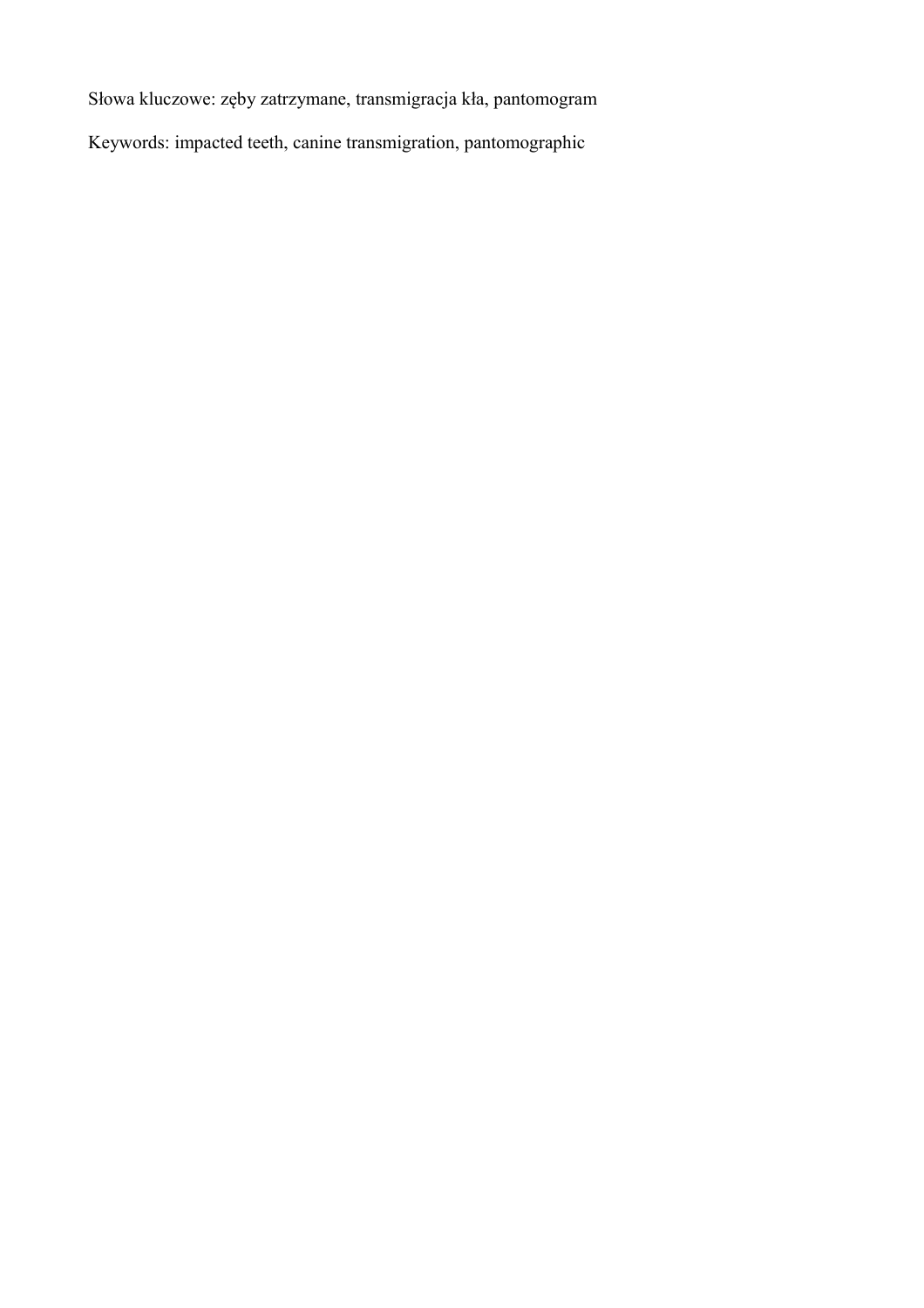Słowa kluczowe: zęby zatrzymane, transmigracja kła, pantomogram

Keywords: impacted teeth, canine transmigration, pantomographic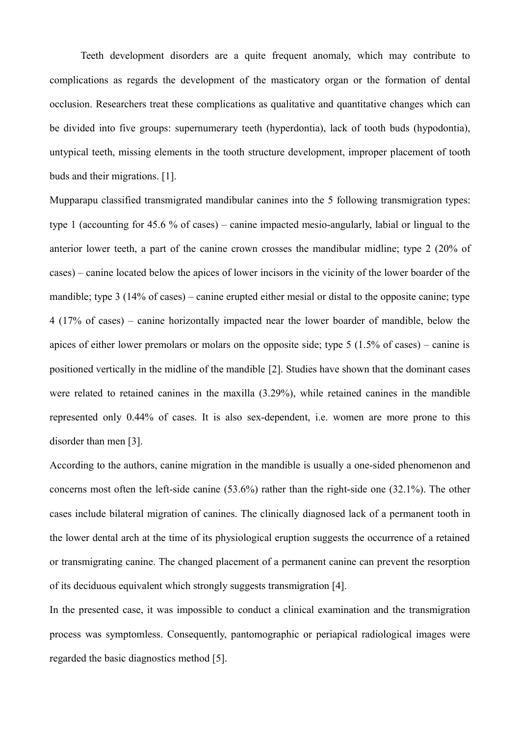Teeth development disorders are a quite frequent anomaly, which may contribute to complications as regards the development of the masticatory organ or the formation of dental occlusion. Researchers treat these complications as qualitative and quantitative changes which can be divided into five groups: supernumerary teeth (hyperdontia), lack of tooth buds (hypodontia), untypical teeth, missing elements in the tooth structure development, improper placement of tooth buds and their migrations. [1].

Mupparapu classified transmigrated mandibular canines into the 5 following transmigration types: type 1 (accounting for 45.6 % of cases) – canine impacted mesio-angularly, labial or lingual to the anterior lower teeth, a part of the canine crown crosses the mandibular midline; type 2 (20% of cases) – canine located below the apices of lower incisors in the vicinity of the lower boarder of the mandible; type 3 (14% of cases) – canine erupted either mesial or distal to the opposite canine; type 4 (17% of cases) – canine horizontally impacted near the lower boarder of mandible, below the apices of either lower premolars or molars on the opposite side; type 5 (1.5% of cases) – canine is positioned vertically in the midline of the mandible [2]. Studies have shown that the dominant cases were related to retained canines in the maxilla (3.29%), while retained canines in the mandible represented only 0.44% of cases. It is also sex-dependent, i.e. women are more prone to this disorder than men [3].

According to the authors, canine migration in the mandible is usually a one-sided phenomenon and concerns most often the left-side canine (53.6%) rather than the right-side one (32.1%). The other cases include bilateral migration of canines. The clinically diagnosed lack of a permanent tooth in the lower dental arch at the time of its physiological eruption suggests the occurrence of a retained or transmigrating canine. The changed placement of a permanent canine can prevent the resorption of its deciduous equivalent which strongly suggests transmigration [4].

In the presented case, it was impossible to conduct a clinical examination and the transmigration process was symptomless. Consequently, pantomographic or periapical radiological images were regarded the basic diagnostics method [5].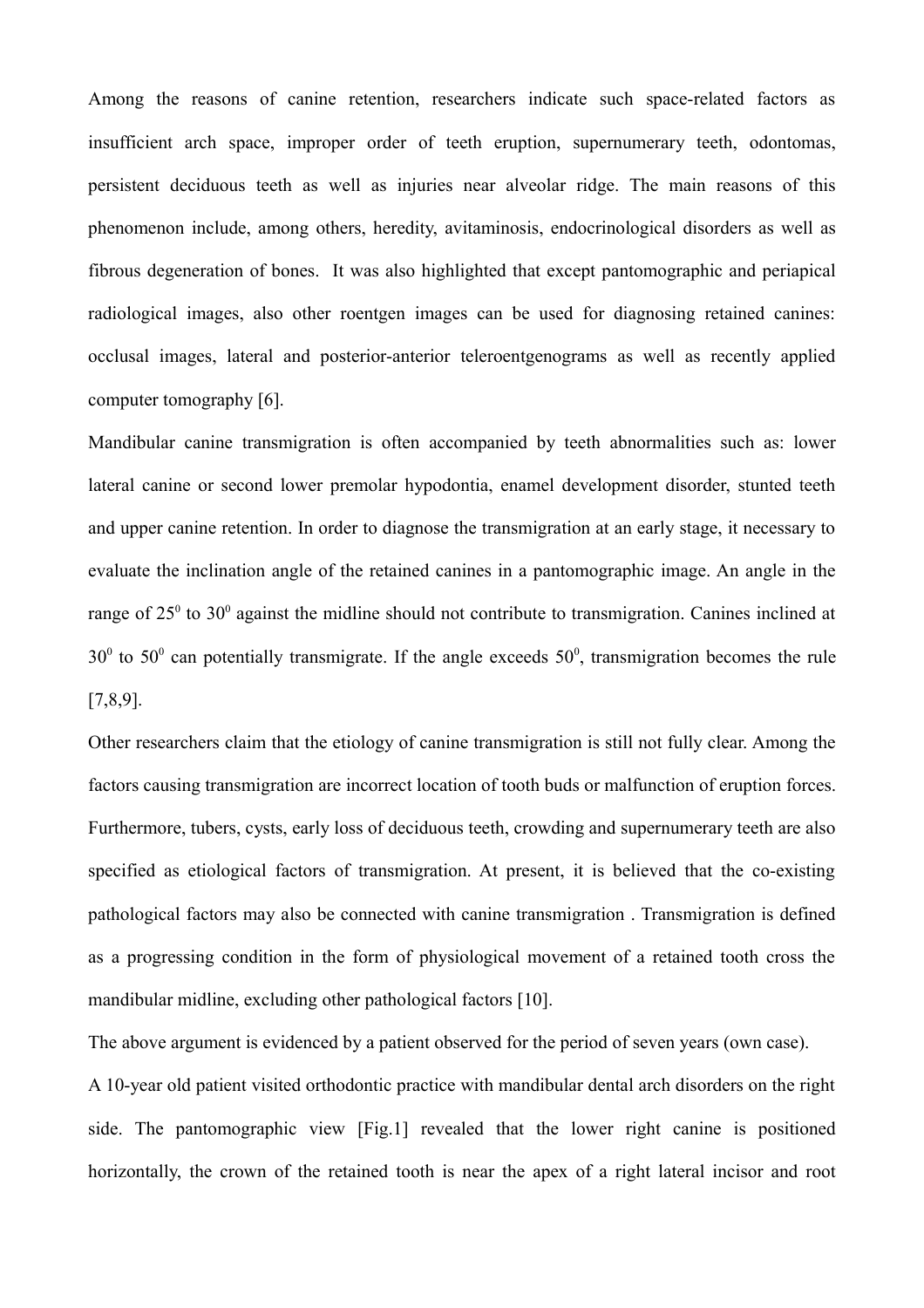Among the reasons of canine retention, researchers indicate such space-related factors as insufficient arch space, improper order of teeth eruption, supernumerary teeth, odontomas, persistent deciduous teeth as well as injuries near alveolar ridge. The main reasons of this phenomenon include, among others, heredity, avitaminosis, endocrinological disorders as well as fibrous degeneration of bones. It was also highlighted that except pantomographic and periapical radiological images, also other roentgen images can be used for diagnosing retained canines: occlusal images, lateral and posterior-anterior teleroentgenograms as well as recently applied computer tomography [6].

Mandibular canine transmigration is often accompanied by teeth abnormalities such as: lower lateral canine or second lower premolar hypodontia, enamel development disorder, stunted teeth and upper canine retention. In order to diagnose the transmigration at an early stage, it necessary to evaluate the inclination angle of the retained canines in a pantomographic image. An angle in the range of $25^0$ to $30^0$ against the midline should not contribute to transmigration. Canines inclined at $30^0$ to $50^0$ can potentially transmigrate. If the angle exceeds $50^0$, transmigration becomes the rule [7,8,9].

Other researchers claim that the etiology of canine transmigration is still not fully clear. Among the factors causing transmigration are incorrect location of tooth buds or malfunction of eruption forces. Furthermore, tubers, cysts, early loss of deciduous teeth, crowding and supernumerary teeth are also specified as etiological factors of transmigration. At present, it is believed that the co-existing pathological factors may also be connected with canine transmigration . Transmigration is defined as a progressing condition in the form of physiological movement of a retained tooth cross the mandibular midline, excluding other pathological factors [10].

The above argument is evidenced by a patient observed for the period of seven years (own case).

A 10-year old patient visited orthodontic practice with mandibular dental arch disorders on the right side. The pantomographic view [Fig.1] revealed that the lower right canine is positioned horizontally, the crown of the retained tooth is near the apex of a right lateral incisor and root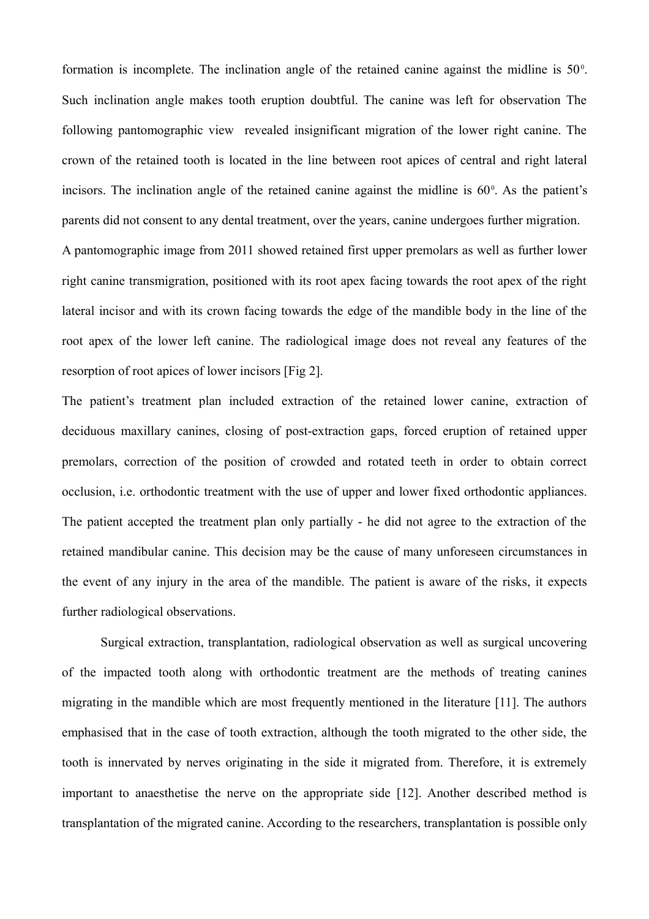formation is incomplete. The inclination angle of the retained canine against the midline is $50^0$. Such inclination angle makes tooth eruption doubtful. The canine was left for observation The following pantomographic view revealed insignificant migration of the lower right canine. The crown of the retained tooth is located in the line between root apices of central and right lateral incisors. The inclination angle of the retained canine against the midline is $60^0$. As the patient's parents did not consent to any dental treatment, over the years, canine undergoes further migration.

A pantomographic image from 2011 showed retained first upper premolars as well as further lower right canine transmigration, positioned with its root apex facing towards the root apex of the right lateral incisor and with its crown facing towards the edge of the mandible body in the line of the root apex of the lower left canine. The radiological image does not reveal any features of the resorption of root apices of lower incisors [Fig 2].

The patient's treatment plan included extraction of the retained lower canine, extraction of deciduous maxillary canines, closing of post-extraction gaps, forced eruption of retained upper premolars, correction of the position of crowded and rotated teeth in order to obtain correct occlusion, i.e. orthodontic treatment with the use of upper and lower fixed orthodontic appliances. The patient accepted the treatment plan only partially - he did not agree to the extraction of the retained mandibular canine. This decision may be the cause of many unforeseen circumstances in the event of any injury in the area of the mandible. The patient is aware of the risks, it expects further radiological observations.

Surgical extraction, transplantation, radiological observation as well as surgical uncovering of the impacted tooth along with orthodontic treatment are the methods of treating canines migrating in the mandible which are most frequently mentioned in the literature [11]. The authors emphasised that in the case of tooth extraction, although the tooth migrated to the other side, the tooth is innervated by nerves originating in the side it migrated from. Therefore, it is extremely important to anaesthetise the nerve on the appropriate side [12]. Another described method is transplantation of the migrated canine. According to the researchers, transplantation is possible only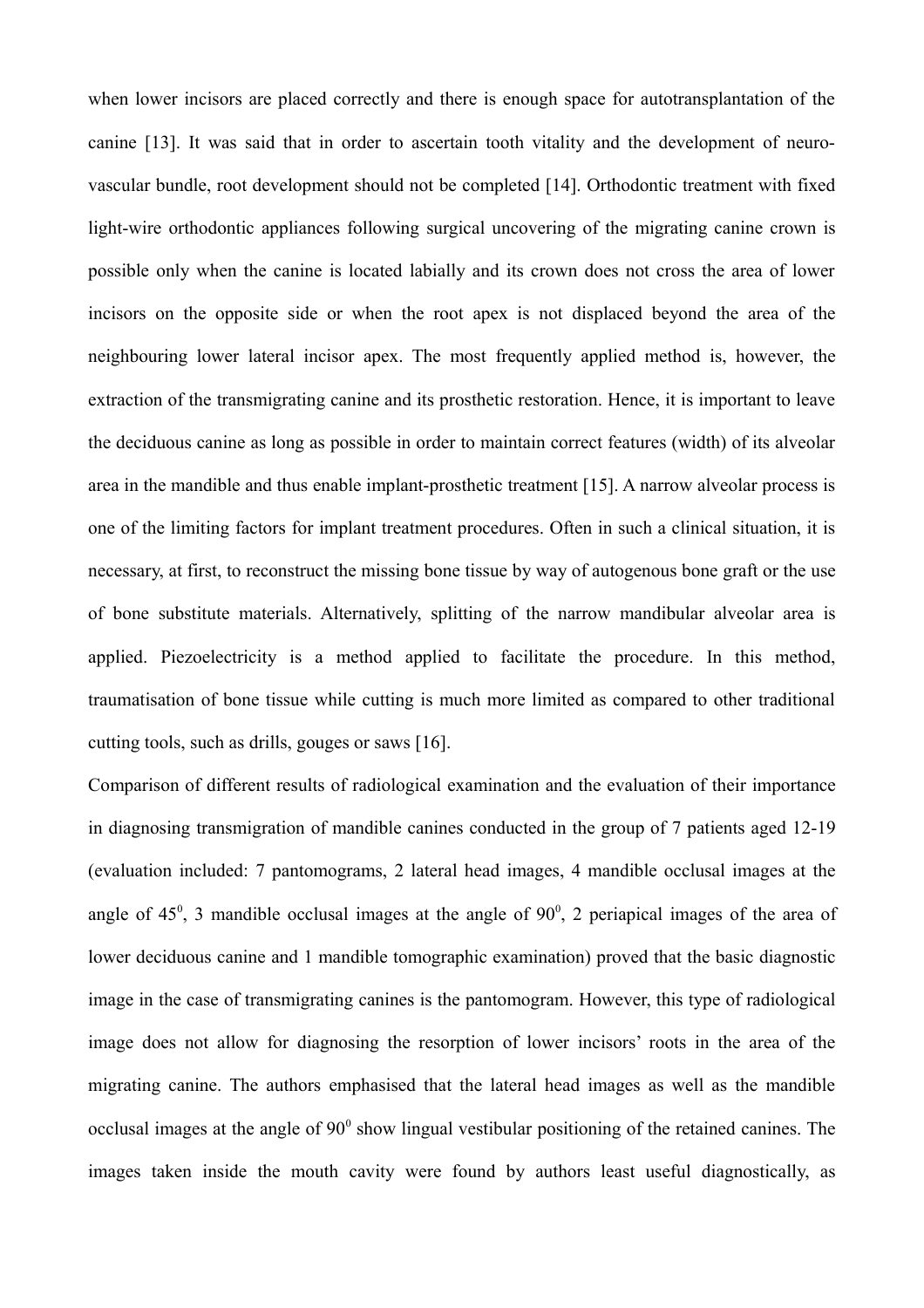when lower incisors are placed correctly and there is enough space for autotransplantation of the canine [13]. It was said that in order to ascertain tooth vitality and the development of neuro-vascular bundle, root development should not be completed [14]. Orthodontic treatment with fixed light-wire orthodontic appliances following surgical uncovering of the migrating canine crown is possible only when the canine is located labially and its crown does not cross the area of lower incisors on the opposite side or when the root apex is not displaced beyond the area of the neighbouring lower lateral incisor apex. The most frequently applied method is, however, the extraction of the transmigrating canine and its prosthetic restoration. Hence, it is important to leave the deciduous canine as long as possible in order to maintain correct features (width) of its alveolar area in the mandible and thus enable implant-prosthetic treatment [15]. A narrow alveolar process is one of the limiting factors for implant treatment procedures. Often in such a clinical situation, it is necessary, at first, to reconstruct the missing bone tissue by way of autogenous bone graft or the use of bone substitute materials. Alternatively, splitting of the narrow mandibular alveolar area is applied. Piezoelectricity is a method applied to facilitate the procedure. In this method, traumatisation of bone tissue while cutting is much more limited as compared to other traditional cutting tools, such as drills, gouges or saws [16].

Comparison of different results of radiological examination and the evaluation of their importance in diagnosing transmigration of mandible canines conducted in the group of 7 patients aged 12-19 (evaluation included: 7 pantomograms, 2 lateral head images, 4 mandible occlusal images at the angle of $45^0$, 3 mandible occlusal images at the angle of $90^0$, 2 periapical images of the area of lower deciduous canine and 1 mandible tomographic examination) proved that the basic diagnostic image in the case of transmigrating canines is the pantomogram. However, this type of radiological image does not allow for diagnosing the resorption of lower incisors' roots in the area of the migrating canine. The authors emphasised that the lateral head images as well as the mandible occlusal images at the angle of $90^0$ show lingual vestibular positioning of the retained canines. The images taken inside the mouth cavity were found by authors least useful diagnostically, as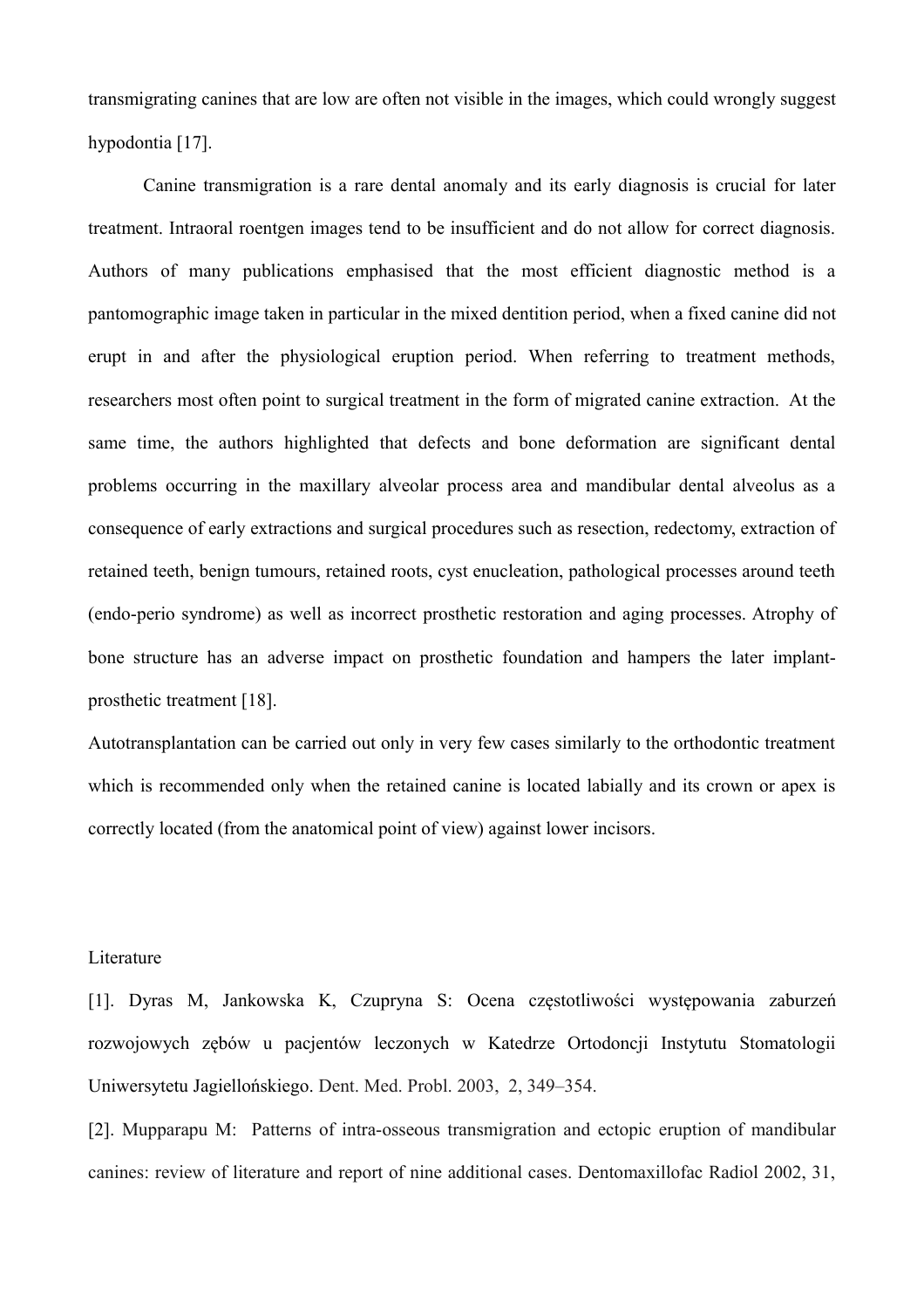transmigrating canines that are low are often not visible in the images, which could wrongly suggest hypodontia [17].

Canine transmigration is a rare dental anomaly and its early diagnosis is crucial for later treatment. Intraoral roentgen images tend to be insufficient and do not allow for correct diagnosis. Authors of many publications emphasised that the most efficient diagnostic method is a pantomographic image taken in particular in the mixed dentition period, when a fixed canine did not erupt in and after the physiological eruption period. When referring to treatment methods, researchers most often point to surgical treatment in the form of migrated canine extraction. At the same time, the authors highlighted that defects and bone deformation are significant dental problems occurring in the maxillary alveolar process area and mandibular dental alveolus as a consequence of early extractions and surgical procedures such as resection, redectomy, extraction of retained teeth, benign tumours, retained roots, cyst enucleation, pathological processes around teeth (endo-perio syndrome) as well as incorrect prosthetic restoration and aging processes. Atrophy of bone structure has an adverse impact on prosthetic foundation and hampers the later implant-prosthetic treatment [18].

Autotransplantation can be carried out only in very few cases similarly to the orthodontic treatment which is recommended only when the retained canine is located labially and its crown or apex is correctly located (from the anatomical point of view) against lower incisors.

## Literature

[1]. Dyras M, Jankowska K, Czupryna S: Ocena częstotliwości występowania zaburzeń rozwojowych zębów u pacjentów leczonych w Katedrze Ortodoncji Instytutu Stomatologii Uniwersytetu Jagiellońskiego. Dent. Med. Probl. 2003, 2, 349–354.

[2]. Mupparapu M: Patterns of intra-osseous transmigration and ectopic eruption of mandibular canines: review of literature and report of nine additional cases. Dentomaxillofac Radiol 2002, 31,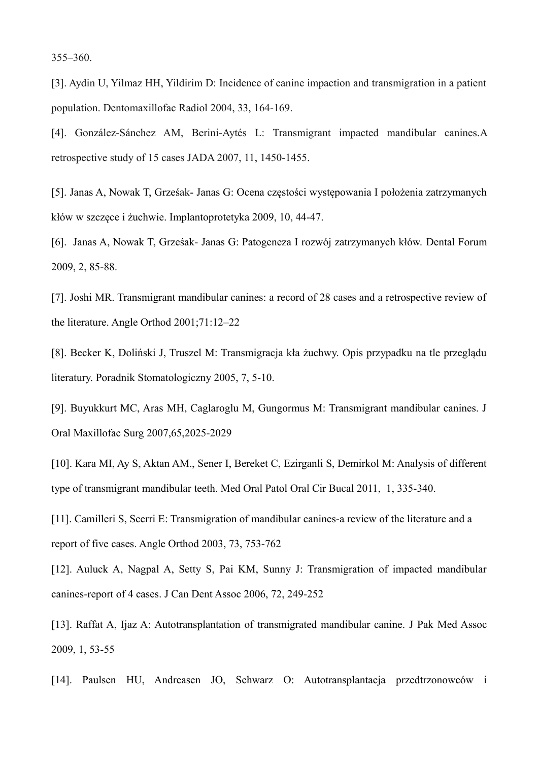355–360.

[3]. Aydin U, Yilmaz HH, Yildirim D: Incidence of canine impaction and transmigration in a patient population. Dentomaxillofac Radiol 2004, 33, 164-169.

[4]. González-Sánchez AM, Berini-Aytés L: Transmigrant impacted mandibular canines.A retrospective study of 15 cases JADA 2007, 11, 1450-1455.

[5]. Janas A, Nowak T, Grześak- Janas G: Ocena częstości występowania I położenia zatrzymanych kłów w szczęce i żuchwie. Implantoprotetyka 2009, 10, 44-47.

[6]. Janas A, Nowak T, Grześak- Janas G: Patogeneza I rozwój zatrzymanych kłów. Dental Forum 2009, 2, 85-88.

[7]. Joshi MR. Transmigrant mandibular canines: a record of 28 cases and a retrospective review of the literature. Angle Orthod 2001;71:12–22

[8]. Becker K, Doliński J, Truszel M: Transmigracja kła żuchwy. Opis przypadku na tle przeglądu literatury. Poradnik Stomatologiczny 2005, 7, 5-10.

[9]. Buyukkurt MC, Aras MH, Caglaroglu M, Gungormus M: Transmigrant mandibular canines. J Oral Maxillofac Surg 2007,65,2025-2029

[10]. Kara MI, Ay S, Aktan AM., Sener I, Bereket C, Ezirganli S, Demirkol M: Analysis of different type of transmigrant mandibular teeth. Med Oral Patol Oral Cir Bucal 2011, 1, 335-340.

[11]. Camilleri S, Scerri E: Transmigration of mandibular canines-a review of the literature and a report of five cases. Angle Orthod 2003, 73, 753-762

[12]. Auluck A, Nagpal A, Setty S, Pai KM, Sunny J: Transmigration of impacted mandibular canines-report of 4 cases. J Can Dent Assoc 2006, 72, 249-252

[13]. Raffat A, Ijaz A: Autotransplantation of transmigrated mandibular canine. J Pak Med Assoc 2009, 1, 53-55

[14]. Paulsen HU, Andreasen JO, Schwarz O: Autotransplantacja przedtrzonowców i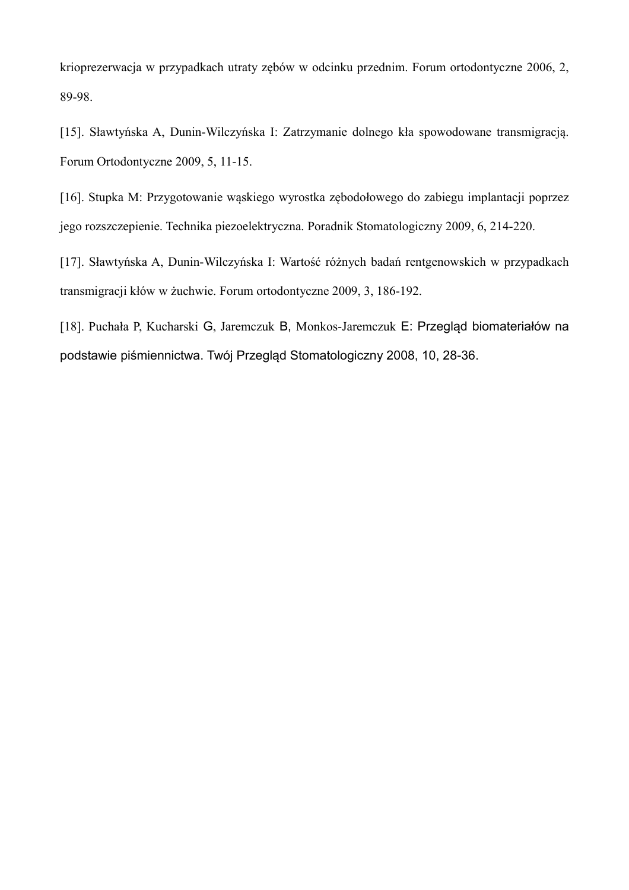krioprezerwacja w przypadkach utraty zębów w odcinku przednim. Forum ortodontyczne 2006, 2, 89-98.

[15]. Sławtyńska A, Dunin-Wilczyńska I: Zatrzymanie dolnego kła spowodowane transmigracją. Forum Ortodontyczne 2009, 5, 11-15.

[16]. Stupka M: Przygotowanie wąskiego wyrostka zębodołowego do zabiegu implantacji poprzez jego rozszczepienie. Technika piezoelektryczna. Poradnik Stomatologiczny 2009, 6, 214-220.

[17]. Sławtyńska A, Dunin-Wilczyńska I: Wartość różnych badań rentgenowskich w przypadkach transmigracji kłów w żuchwie. Forum ortodontyczne 2009, 3, 186-192.

[18]. Puchała P, Kucharski G, Jaremczuk B, Monkos-Jaremczuk E: Przegląd biomateriałów na podstawie piśmiennictwa. Twój Przegląd Stomatologiczny 2008, 10, 28-36.